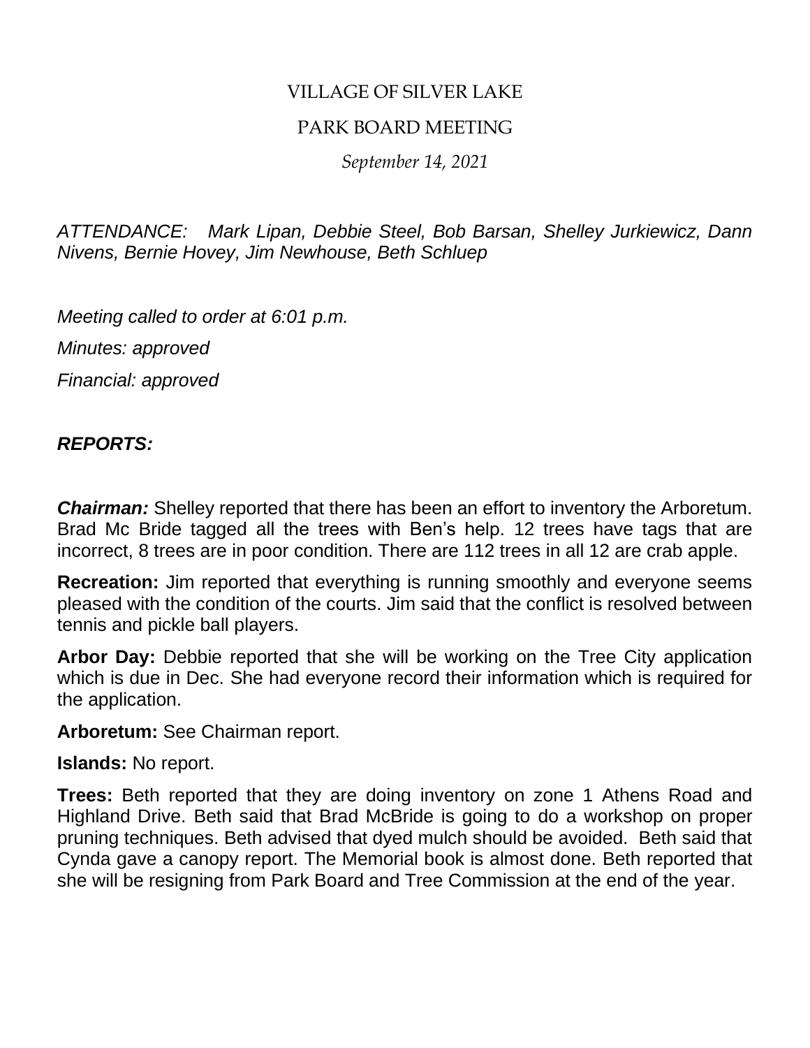VILLAGE OF SILVER LAKE

PARK BOARD MEETING

*September 14, 2021*

*ATTENDANCE: Mark Lipan, Debbie Steel, Bob Barsan, Shelley Jurkiewicz, Dann Nivens, Bernie Hovey, Jim Newhouse, Beth Schluep*

*Meeting called to order at 6:01 p.m.*

*Minutes: approved*

*Financial: approved*

***REPORTS:***

***Chairman:*** Shelley reported that there has been an effort to inventory the Arboretum. Brad Mc Bride tagged all the trees with Ben's help. 12 trees have tags that are incorrect, 8 trees are in poor condition. There are 112 trees in all 12 are crab apple.

**Recreation:** Jim reported that everything is running smoothly and everyone seems pleased with the condition of the courts. Jim said that the conflict is resolved between tennis and pickle ball players.

**Arbor Day:** Debbie reported that she will be working on the Tree City application which is due in Dec. She had everyone record their information which is required for the application.

**Arboretum:** See Chairman report.

**Islands:** No report.

**Trees:** Beth reported that they are doing inventory on zone 1 Athens Road and Highland Drive. Beth said that Brad McBride is going to do a workshop on proper pruning techniques. Beth advised that dyed mulch should be avoided. Beth said that Cynda gave a canopy report. The Memorial book is almost done. Beth reported that she will be resigning from Park Board and Tree Commission at the end of the year.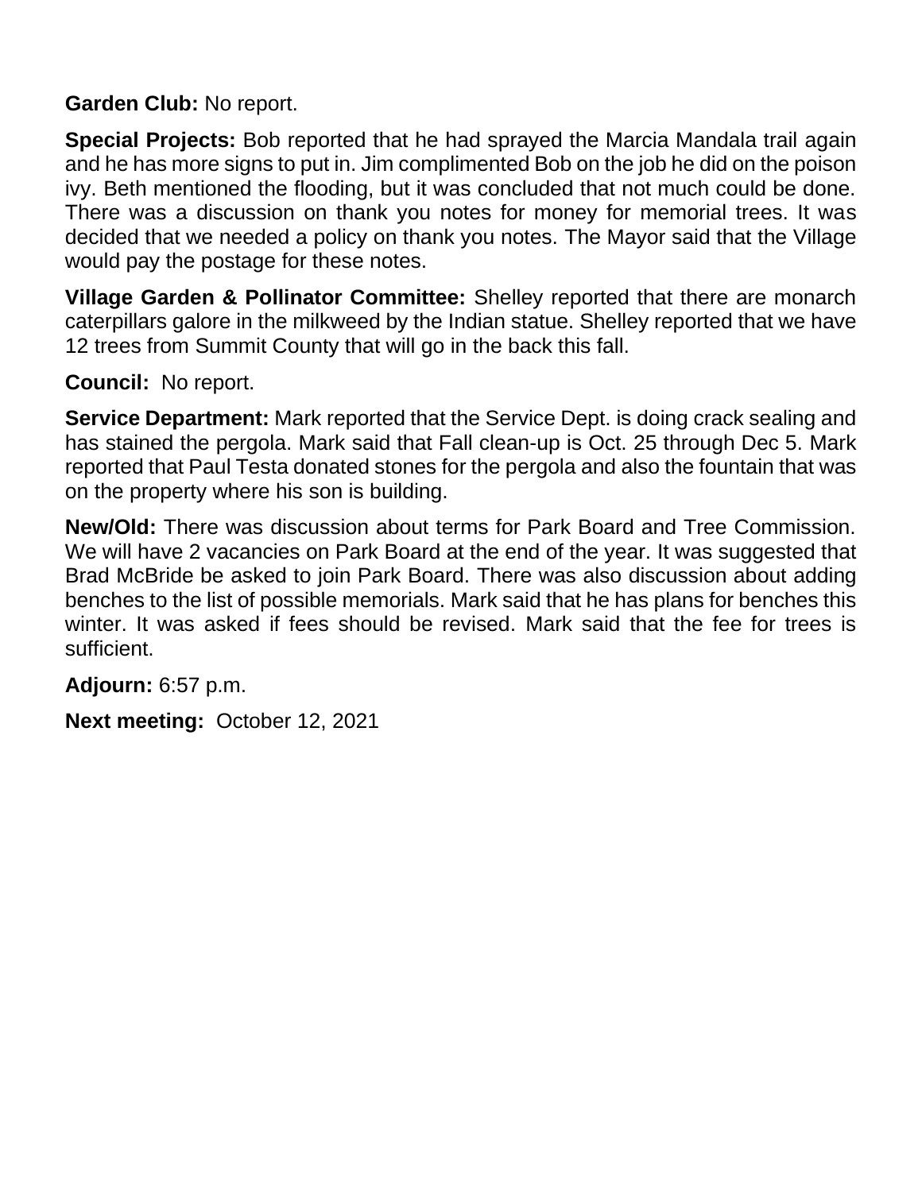**Garden Club:** No report.

**Special Projects:** Bob reported that he had sprayed the Marcia Mandala trail again and he has more signs to put in. Jim complimented Bob on the job he did on the poison ivy. Beth mentioned the flooding, but it was concluded that not much could be done. There was a discussion on thank you notes for money for memorial trees. It was decided that we needed a policy on thank you notes. The Mayor said that the Village would pay the postage for these notes.

**Village Garden & Pollinator Committee:** Shelley reported that there are monarch caterpillars galore in the milkweed by the Indian statue. Shelley reported that we have 12 trees from Summit County that will go in the back this fall.

**Council:** No report.

**Service Department:** Mark reported that the Service Dept. is doing crack sealing and has stained the pergola. Mark said that Fall clean-up is Oct. 25 through Dec 5. Mark reported that Paul Testa donated stones for the pergola and also the fountain that was on the property where his son is building.

**New/Old:** There was discussion about terms for Park Board and Tree Commission. We will have 2 vacancies on Park Board at the end of the year. It was suggested that Brad McBride be asked to join Park Board. There was also discussion about adding benches to the list of possible memorials. Mark said that he has plans for benches this winter. It was asked if fees should be revised. Mark said that the fee for trees is sufficient.

**Adjourn:** 6:57 p.m.

**Next meeting:** October 12, 2021